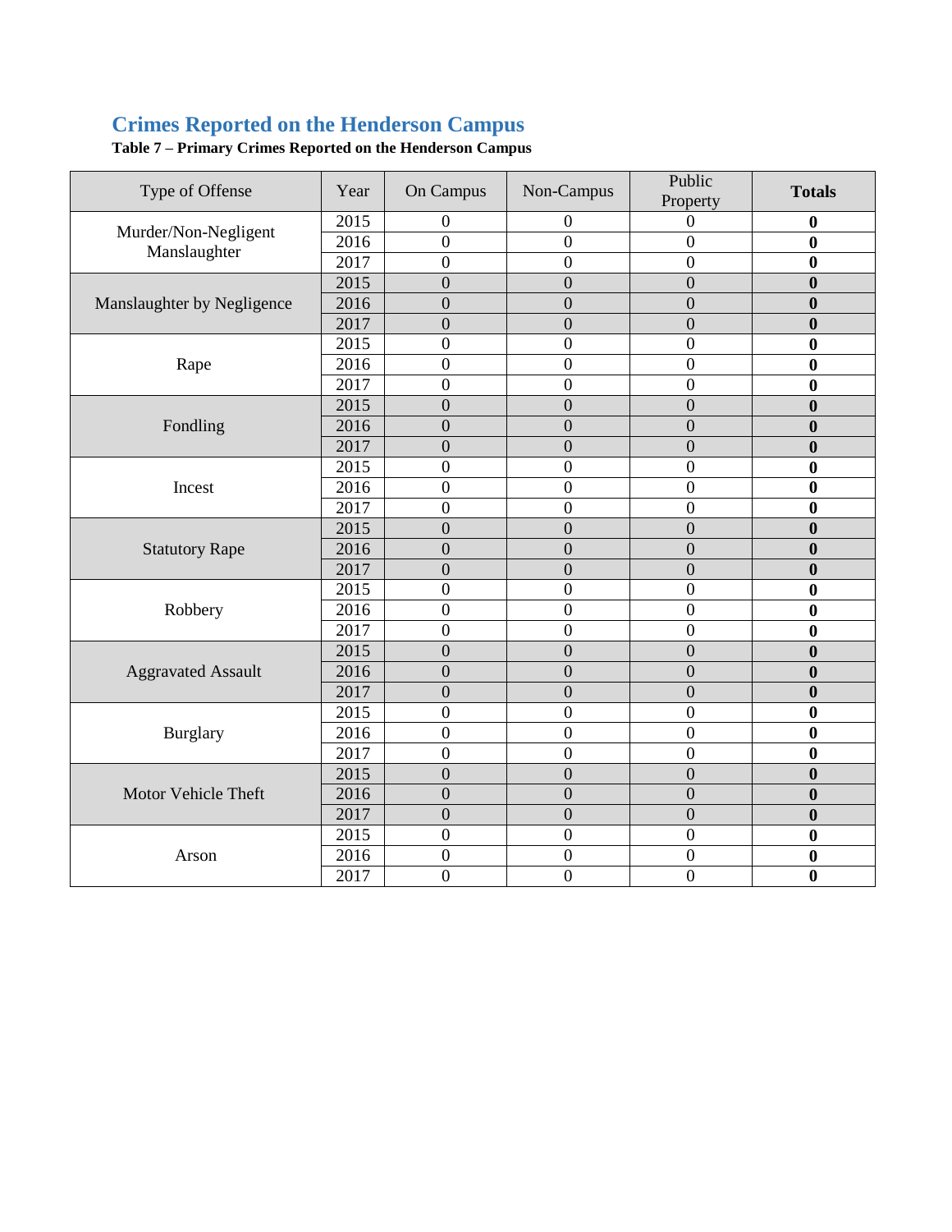## Crimes Reported on the Henderson Campus

**Table 7 – Primary Crimes Reported on the Henderson Campus**

| Type of Offense | Year | On Campus | Non-Campus | Public Property | **Totals** |
|---|---|---|---|---|---|
| Murder/Non-Negligent Manslaughter | 2015 | 0 | 0 | 0 | **0** |
| | 2016 | 0 | 0 | 0 | **0** |
| | 2017 | 0 | 0 | 0 | **0** |
| Manslaughter by Negligence | 2015 | 0 | 0 | 0 | **0** |
| | 2016 | 0 | 0 | 0 | **0** |
| | 2017 | 0 | 0 | 0 | **0** |
| Rape | 2015 | 0 | 0 | 0 | **0** |
| | 2016 | 0 | 0 | 0 | **0** |
| | 2017 | 0 | 0 | 0 | **0** |
| Fondling | 2015 | 0 | 0 | 0 | **0** |
| | 2016 | 0 | 0 | 0 | **0** |
| | 2017 | 0 | 0 | 0 | **0** |
| Incest | 2015 | 0 | 0 | 0 | **0** |
| | 2016 | 0 | 0 | 0 | **0** |
| | 2017 | 0 | 0 | 0 | **0** |
| Statutory Rape | 2015 | 0 | 0 | 0 | **0** |
| | 2016 | 0 | 0 | 0 | **0** |
| | 2017 | 0 | 0 | 0 | **0** |
| Robbery | 2015 | 0 | 0 | 0 | **0** |
| | 2016 | 0 | 0 | 0 | **0** |
| | 2017 | 0 | 0 | 0 | **0** |
| Aggravated Assault | 2015 | 0 | 0 | 0 | **0** |
| | 2016 | 0 | 0 | 0 | **0** |
| | 2017 | 0 | 0 | 0 | **0** |
| Burglary | 2015 | 0 | 0 | 0 | **0** |
| | 2016 | 0 | 0 | 0 | **0** |
| | 2017 | 0 | 0 | 0 | **0** |
| Motor Vehicle Theft | 2015 | 0 | 0 | 0 | **0** |
| | 2016 | 0 | 0 | 0 | **0** |
| | 2017 | 0 | 0 | 0 | **0** |
| Arson | 2015 | 0 | 0 | 0 | **0** |
| | 2016 | 0 | 0 | 0 | **0** |
| | 2017 | 0 | 0 | 0 | **0** |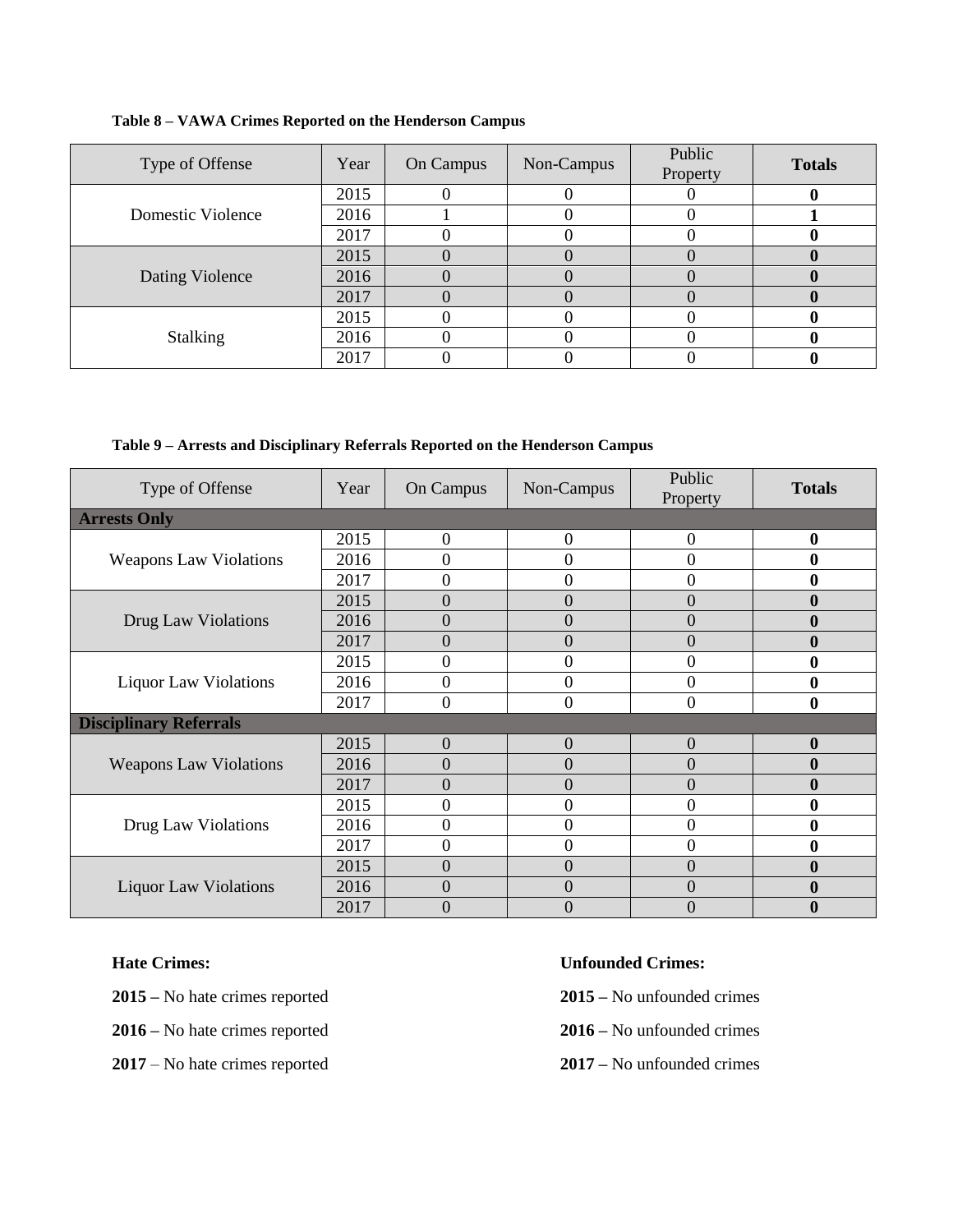**Table 8 – VAWA Crimes Reported on the Henderson Campus**

| Type of Offense | Year | On Campus | Non-Campus | Public Property | **Totals** |
|---|---|---|---|---|---|
| Domestic Violence | 2015 | 0 | 0 | 0 | **0** |
| | 2016 | 1 | 0 | 0 | **1** |
| | 2017 | 0 | 0 | 0 | **0** |
| Dating Violence | 2015 | 0 | 0 | 0 | **0** |
| | 2016 | 0 | 0 | 0 | **0** |
| | 2017 | 0 | 0 | 0 | **0** |
| Stalking | 2015 | 0 | 0 | 0 | **0** |
| | 2016 | 0 | 0 | 0 | **0** |
| | 2017 | 0 | 0 | 0 | **0** |

**Table 9 – Arrests and Disciplinary Referrals Reported on the Henderson Campus**

| Type of Offense | Year | On Campus | Non-Campus | Public Property | **Totals** |
|---|---|---|---|---|---|
| **Arrests Only** | | | | | |
| Weapons Law Violations | 2015 | 0 | 0 | 0 | **0** |
| | 2016 | 0 | 0 | 0 | **0** |
| | 2017 | 0 | 0 | 0 | **0** |
| Drug Law Violations | 2015 | 0 | 0 | 0 | **0** |
| | 2016 | 0 | 0 | 0 | **0** |
| | 2017 | 0 | 0 | 0 | **0** |
| Liquor Law Violations | 2015 | 0 | 0 | 0 | **0** |
| | 2016 | 0 | 0 | 0 | **0** |
| | 2017 | 0 | 0 | 0 | **0** |
| **Disciplinary Referrals** | | | | | |
| Weapons Law Violations | 2015 | 0 | 0 | 0 | **0** |
| | 2016 | 0 | 0 | 0 | **0** |
| | 2017 | 0 | 0 | 0 | **0** |
| Drug Law Violations | 2015 | 0 | 0 | 0 | **0** |
| | 2016 | 0 | 0 | 0 | **0** |
| | 2017 | 0 | 0 | 0 | **0** |
| Liquor Law Violations | 2015 | 0 | 0 | 0 | **0** |
| | 2016 | 0 | 0 | 0 | **0** |
| | 2017 | 0 | 0 | 0 | **0** |

**Hate Crimes:**

**2015 –** No hate crimes reported

**2016 –** No hate crimes reported

**2017** – No hate crimes reported

**Unfounded Crimes:**

**2015 –** No unfounded crimes

**2016 –** No unfounded crimes

**2017 –** No unfounded crimes